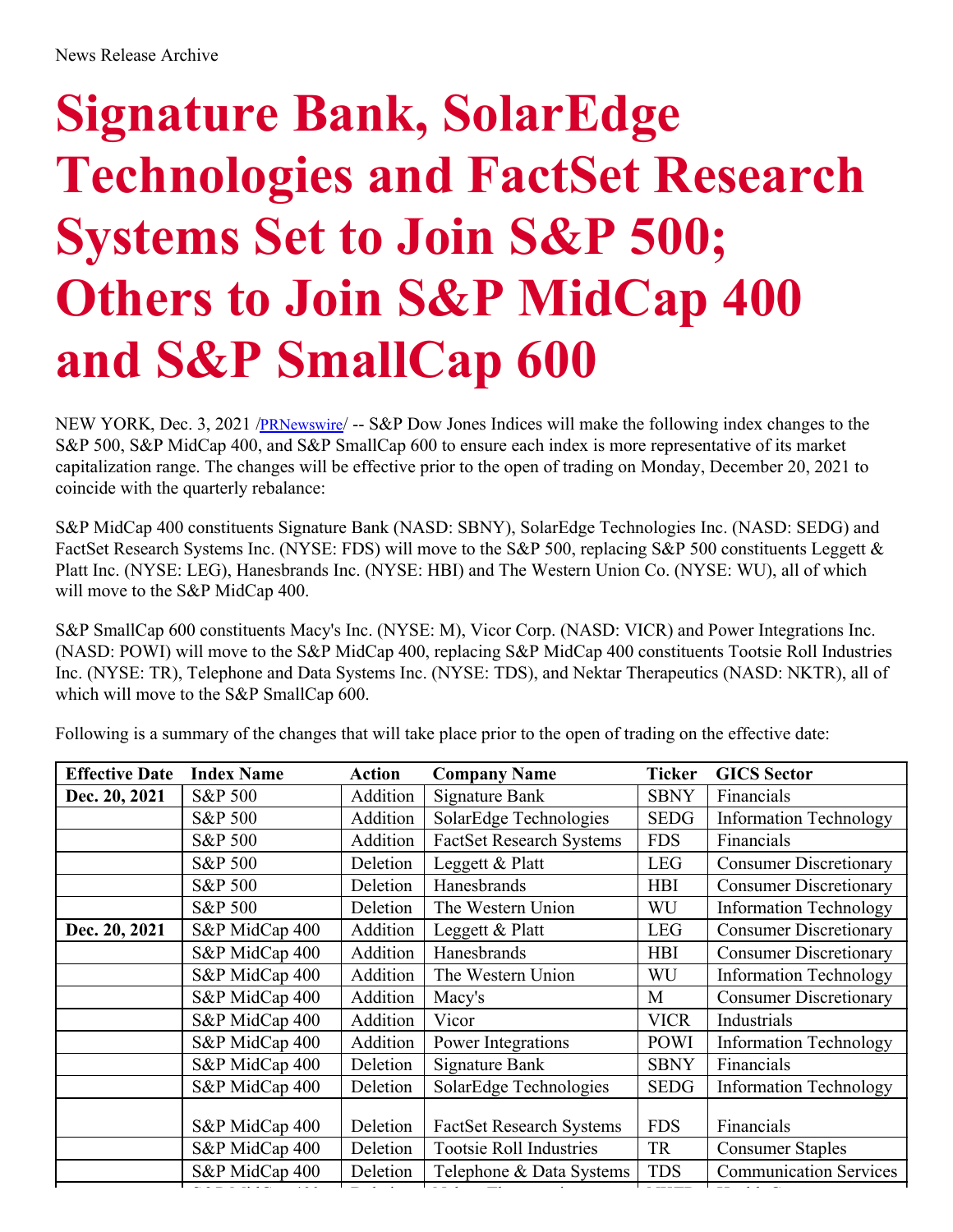News Release Archive

# Signature Bank, SolarEdge Technologies and FactSet Research Systems Set to Join S&P 500; Others to Join S&P MidCap 400 and S&P SmallCap 600

NEW YORK, Dec. 3, 2021 /PRNewswire/ -- S&P Dow Jones Indices will make the following index changes to the S&P 500, S&P MidCap 400, and S&P SmallCap 600 to ensure each index is more representative of its market capitalization range. The changes will be effective prior to the open of trading on Monday, December 20, 2021 to coincide with the quarterly rebalance:

S&P MidCap 400 constituents Signature Bank (NASD: SBNY), SolarEdge Technologies Inc. (NASD: SEDG) and FactSet Research Systems Inc. (NYSE: FDS) will move to the S&P 500, replacing S&P 500 constituents Leggett & Platt Inc. (NYSE: LEG), Hanesbrands Inc. (NYSE: HBI) and The Western Union Co. (NYSE: WU), all of which will move to the S&P MidCap 400.

S&P SmallCap 600 constituents Macy's Inc. (NYSE: M), Vicor Corp. (NASD: VICR) and Power Integrations Inc. (NASD: POWI) will move to the S&P MidCap 400, replacing S&P MidCap 400 constituents Tootsie Roll Industries Inc. (NYSE: TR), Telephone and Data Systems Inc. (NYSE: TDS), and Nektar Therapeutics (NASD: NKTR), all of which will move to the S&P SmallCap 600.

Following is a summary of the changes that will take place prior to the open of trading on the effective date:

| Effective Date | Index Name | Action | Company Name | Ticker | GICS Sector |
|---|---|---|---|---|---|
| **Dec. 20, 2021** | S&P 500 | Addition | Signature Bank | SBNY | Financials |
| | S&P 500 | Addition | SolarEdge Technologies | SEDG | Information Technology |
| | S&P 500 | Addition | FactSet Research Systems | FDS | Financials |
| | S&P 500 | Deletion | Leggett & Platt | LEG | Consumer Discretionary |
| | S&P 500 | Deletion | Hanesbrands | HBI | Consumer Discretionary |
| | S&P 500 | Deletion | The Western Union | WU | Information Technology |
| **Dec. 20, 2021** | S&P MidCap 400 | Addition | Leggett & Platt | LEG | Consumer Discretionary |
| | S&P MidCap 400 | Addition | Hanesbrands | HBI | Consumer Discretionary |
| | S&P MidCap 400 | Addition | The Western Union | WU | Information Technology |
| | S&P MidCap 400 | Addition | Macy's | M | Consumer Discretionary |
| | S&P MidCap 400 | Addition | Vicor | VICR | Industrials |
| | S&P MidCap 400 | Addition | Power Integrations | POWI | Information Technology |
| | S&P MidCap 400 | Deletion | Signature Bank | SBNY | Financials |
| | S&P MidCap 400 | Deletion | SolarEdge Technologies | SEDG | Information Technology |
| | S&P MidCap 400 | Deletion | FactSet Research Systems | FDS | Financials |
| | S&P MidCap 400 | Deletion | Tootsie Roll Industries | TR | Consumer Staples |
| | S&P MidCap 400 | Deletion | Telephone & Data Systems | TDS | Communication Services |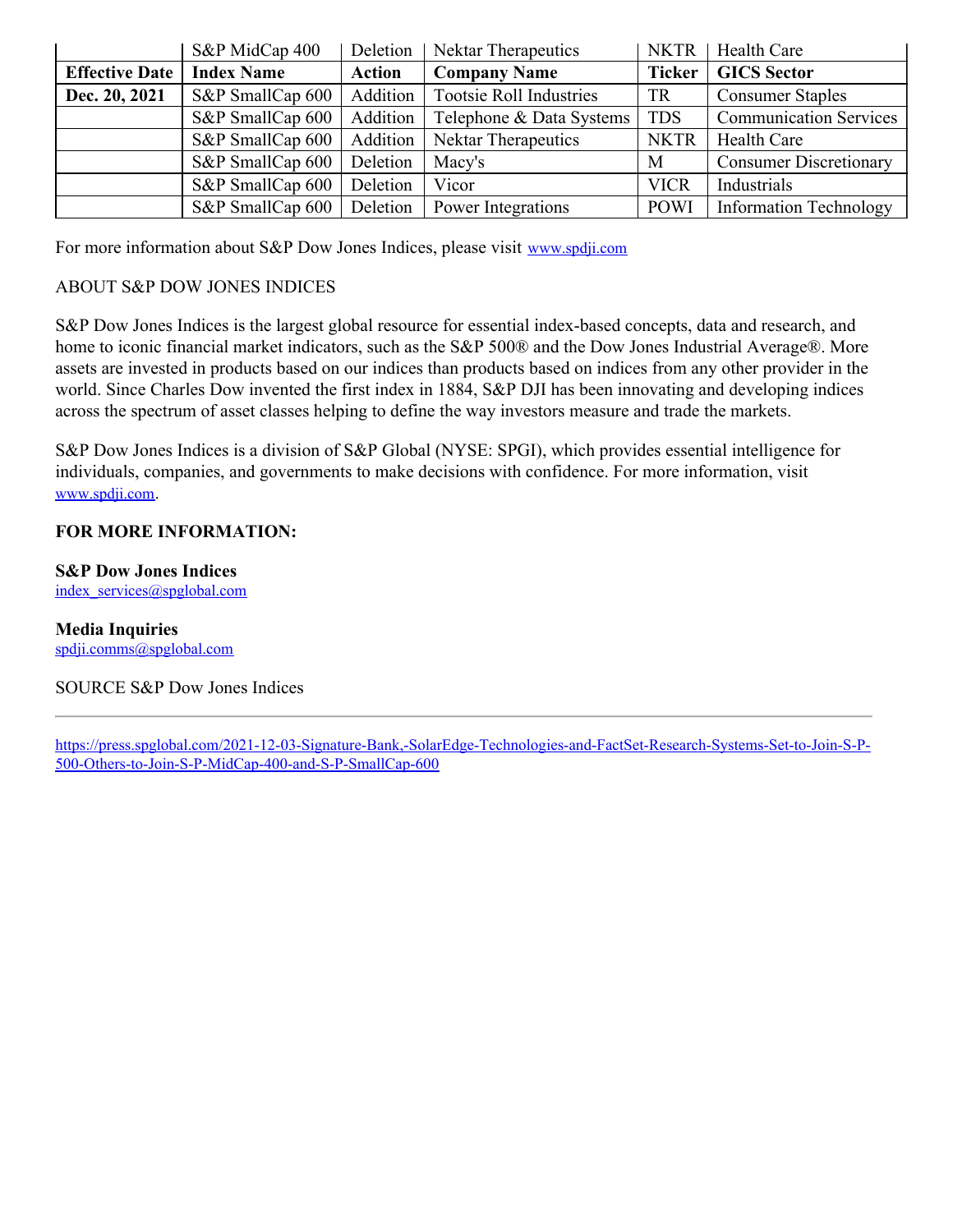| Effective Date | Index Name | Action | Company Name | Ticker | GICS Sector |
|---|---|---|---|---|---|
| | S&P MidCap 400 | Deletion | Nektar Therapeutics | NKTR | Health Care |
| **Dec. 20, 2021** | S&P SmallCap 600 | Addition | Tootsie Roll Industries | TR | Consumer Staples |
| | S&P SmallCap 600 | Addition | Telephone & Data Systems | TDS | Communication Services |
| | S&P SmallCap 600 | Addition | Nektar Therapeutics | NKTR | Health Care |
| | S&P SmallCap 600 | Deletion | Macy's | M | Consumer Discretionary |
| | S&P SmallCap 600 | Deletion | Vicor | VICR | Industrials |
| | S&P SmallCap 600 | Deletion | Power Integrations | POWI | Information Technology |

For more information about S&P Dow Jones Indices, please visit www.spdji.com

ABOUT S&P DOW JONES INDICES

S&P Dow Jones Indices is the largest global resource for essential index-based concepts, data and research, and home to iconic financial market indicators, such as the S&P 500® and the Dow Jones Industrial Average®. More assets are invested in products based on our indices than products based on indices from any other provider in the world. Since Charles Dow invented the first index in 1884, S&P DJI has been innovating and developing indices across the spectrum of asset classes helping to define the way investors measure and trade the markets.

S&P Dow Jones Indices is a division of S&P Global (NYSE: SPGI), which provides essential intelligence for individuals, companies, and governments to make decisions with confidence. For more information, visit www.spdji.com.

**FOR MORE INFORMATION:**

**S&P Dow Jones Indices**
index_services@spglobal.com

**Media Inquiries**
spdji.comms@spglobal.com

SOURCE S&P Dow Jones Indices

---

https://press.spglobal.com/2021-12-03-Signature-Bank,-SolarEdge-Technologies-and-FactSet-Research-Systems-Set-to-Join-S-P-500-Others-to-Join-S-P-MidCap-400-and-S-P-SmallCap-600